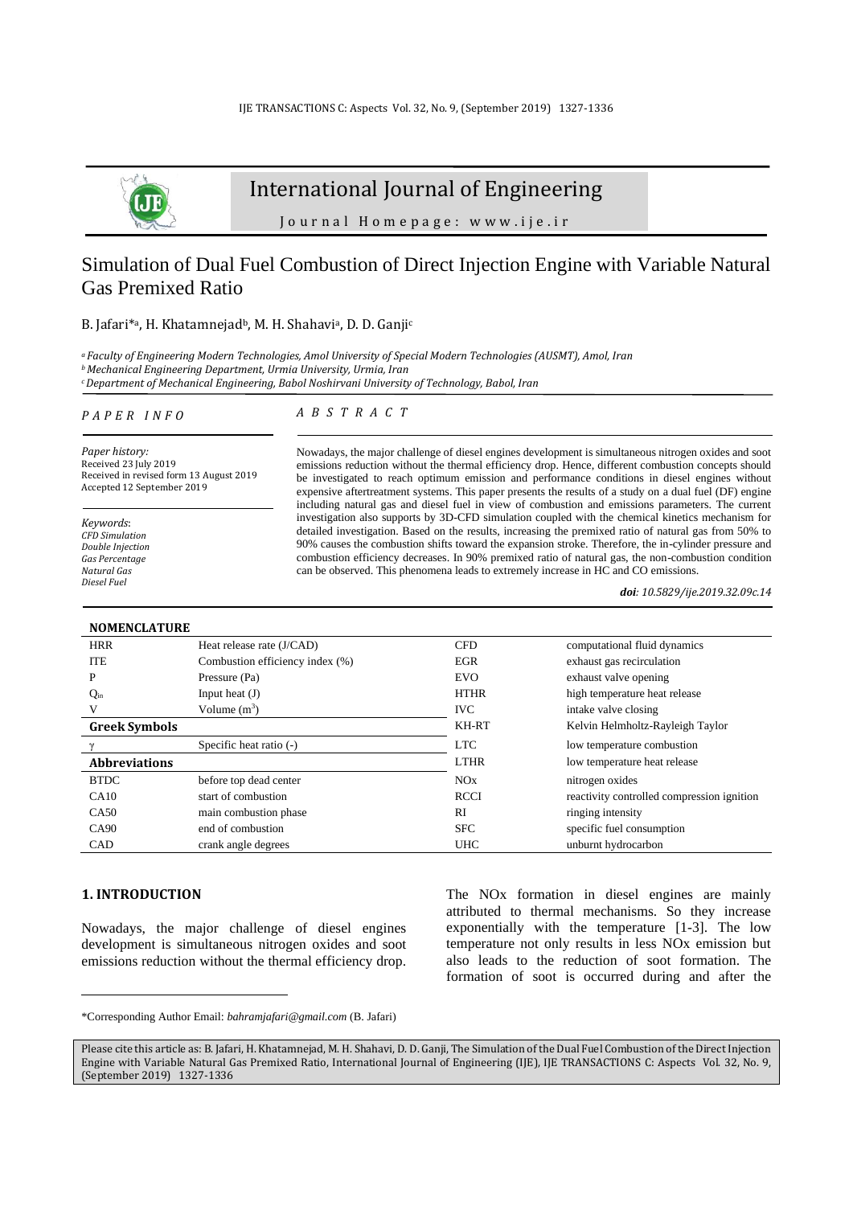# International Journal of Engineering

Journal Homepage: www.ije.ir

## Simulation of Dual Fuel Combustion of Direct Injection Engine with Variable Natural Gas Premixed Ratio

B. Jafari*[a], H. Khatamnejad[b], M. H. Shahavi[a], D. D. Ganji[c]

[a] *Faculty of Engineering Modern Technologies, Amol University of Special Modern Technologies (AUSMT), Amol, Iran*
[b] *Mechanical Engineering Department, Urmia University, Urmia, Iran*
[c] *Department of Mechanical Engineering, Babol Noshirvani University of Technology, Babol, Iran*

*PAPER INFO*

*Paper history:*
Received 23 July 2019
Received in revised form 13 August 2019
Accepted 12 September 2019

*Keywords*:
*CFD Simulation*
*Double Injection*
*Gas Percentage*
*Natural Gas*
*Diesel Fuel*

*ABSTRACT*

Nowadays, the major challenge of diesel engines development is simultaneous nitrogen oxides and soot emissions reduction without the thermal efficiency drop. Hence, different combustion concepts should be investigated to reach optimum emission and performance conditions in diesel engines without expensive aftertreatment systems. This paper presents the results of a study on a dual fuel (DF) engine including natural gas and diesel fuel in view of combustion and emissions parameters. The current investigation also supports by 3D-CFD simulation coupled with the chemical kinetics mechanism for detailed investigation. Based on the results, increasing the premixed ratio of natural gas from 50% to 90% causes the combustion shifts toward the expansion stroke. Therefore, the in-cylinder pressure and combustion efficiency decreases. In 90% premixed ratio of natural gas, the non-combustion condition can be observed. This phenomena leads to extremely increase in HC and CO emissions.

***doi**: 10.5829/ije.2019.32.09c.14*

**NOMENCLATURE**

| | | | |
|---|---|---|---|
| HRR | Heat release rate (J/CAD) | CFD | computational fluid dynamics |
| ITE | Combustion efficiency index (%) | EGR | exhaust gas recirculation |
| P | Pressure (Pa) | EVO | exhaust valve opening |
| $Q_{in}$ | Input heat (J) | HTHR | high temperature heat release |
| V | Volume ($m^3$) | IVC | intake valve closing |
| **Greek Symbols** | | KH-RT | Kelvin Helmholtz-Rayleigh Taylor |
| $\gamma$ | Specific heat ratio (-) | LTC | low temperature combustion |
| **Abbreviations** | | LTHR | low temperature heat release |
| BTDC | before top dead center | NOx | nitrogen oxides |
| CA10 | start of combustion | RCCI | reactivity controlled compression ignition |
| CA50 | main combustion phase | RI | ringing intensity |
| CA90 | end of combustion | SFC | specific fuel consumption |
| CAD | crank angle degrees | UHC | unburnt hydrocarbon |

### 1. INTRODUCTION

Nowadays, the major challenge of diesel engines development is simultaneous nitrogen oxides and soot emissions reduction without the thermal efficiency drop. The NOx formation in diesel engines are mainly attributed to thermal mechanisms. So they increase exponentially with the temperature [1-3]. The low temperature not only results in less NOx emission but also leads to the reduction of soot formation. The formation of soot is occurred during and after the

*Corresponding Author Email: *bahramjafari@gmail.com* (B. Jafari)

Please cite this article as: B. Jafari, H. Khatamnejad, M. H. Shahavi, D. D. Ganji, The Simulation of the Dual Fuel Combustion of the Direct Injection Engine with Variable Natural Gas Premixed Ratio, International Journal of Engineering (IJE), IJE TRANSACTIONS C: Aspects Vol. 32, No. 9, (September 2019) 1327-1336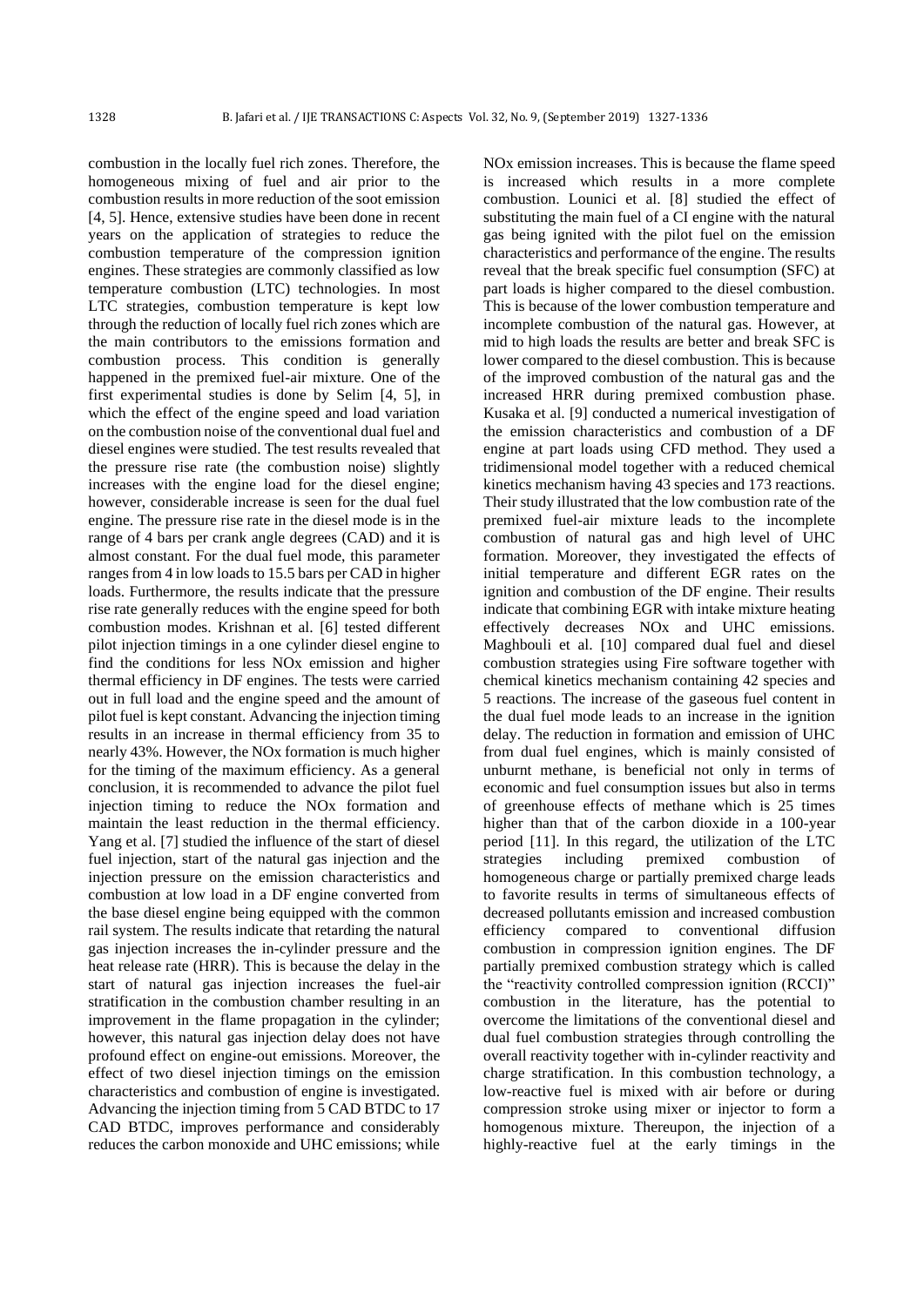combustion in the locally fuel rich zones. Therefore, the homogeneous mixing of fuel and air prior to the combustion results in more reduction of the soot emission [4, 5]. Hence, extensive studies have been done in recent years on the application of strategies to reduce the combustion temperature of the compression ignition engines. These strategies are commonly classified as low temperature combustion (LTC) technologies. In most LTC strategies, combustion temperature is kept low through the reduction of locally fuel rich zones which are the main contributors to the emissions formation and combustion process. This condition is generally happened in the premixed fuel-air mixture. One of the first experimental studies is done by Selim [4, 5], in which the effect of the engine speed and load variation on the combustion noise of the conventional dual fuel and diesel engines were studied. The test results revealed that the pressure rise rate (the combustion noise) slightly increases with the engine load for the diesel engine; however, considerable increase is seen for the dual fuel engine. The pressure rise rate in the diesel mode is in the range of 4 bars per crank angle degrees (CAD) and it is almost constant. For the dual fuel mode, this parameter ranges from 4 in low loads to 15.5 bars per CAD in higher loads. Furthermore, the results indicate that the pressure rise rate generally reduces with the engine speed for both combustion modes. Krishnan et al. [6] tested different pilot injection timings in a one cylinder diesel engine to find the conditions for less NOx emission and higher thermal efficiency in DF engines. The tests were carried out in full load and the engine speed and the amount of pilot fuel is kept constant. Advancing the injection timing results in an increase in thermal efficiency from 35 to nearly 43%. However, the NOx formation is much higher for the timing of the maximum efficiency. As a general conclusion, it is recommended to advance the pilot fuel injection timing to reduce the NOx formation and maintain the least reduction in the thermal efficiency. Yang et al. [7] studied the influence of the start of diesel fuel injection, start of the natural gas injection and the injection pressure on the emission characteristics and combustion at low load in a DF engine converted from the base diesel engine being equipped with the common rail system. The results indicate that retarding the natural gas injection increases the in-cylinder pressure and the heat release rate (HRR). This is because the delay in the start of natural gas injection increases the fuel-air stratification in the combustion chamber resulting in an improvement in the flame propagation in the cylinder; however, this natural gas injection delay does not have profound effect on engine-out emissions. Moreover, the effect of two diesel injection timings on the emission characteristics and combustion of engine is investigated. Advancing the injection timing from 5 CAD BTDC to 17 CAD BTDC, improves performance and considerably reduces the carbon monoxide and UHC emissions; while NOx emission increases. This is because the flame speed is increased which results in a more complete combustion. Lounici et al. [8] studied the effect of substituting the main fuel of a CI engine with the natural gas being ignited with the pilot fuel on the emission characteristics and performance of the engine. The results reveal that the break specific fuel consumption (SFC) at part loads is higher compared to the diesel combustion. This is because of the lower combustion temperature and incomplete combustion of the natural gas. However, at mid to high loads the results are better and break SFC is lower compared to the diesel combustion. This is because of the improved combustion of the natural gas and the increased HRR during premixed combustion phase. Kusaka et al. [9] conducted a numerical investigation of the emission characteristics and combustion of a DF engine at part loads using CFD method. They used a tridimensional model together with a reduced chemical kinetics mechanism having 43 species and 173 reactions. Their study illustrated that the low combustion rate of the premixed fuel-air mixture leads to the incomplete combustion of natural gas and high level of UHC formation. Moreover, they investigated the effects of initial temperature and different EGR rates on the ignition and combustion of the DF engine. Their results indicate that combining EGR with intake mixture heating effectively decreases NOx and UHC emissions. Maghbouli et al. [10] compared dual fuel and diesel combustion strategies using Fire software together with chemical kinetics mechanism containing 42 species and 5 reactions. The increase of the gaseous fuel content in the dual fuel mode leads to an increase in the ignition delay. The reduction in formation and emission of UHC from dual fuel engines, which is mainly consisted of unburnt methane, is beneficial not only in terms of economic and fuel consumption issues but also in terms of greenhouse effects of methane which is 25 times higher than that of the carbon dioxide in a 100-year period [11]. In this regard, the utilization of the LTC strategies including premixed combustion of homogeneous charge or partially premixed charge leads to favorite results in terms of simultaneous effects of decreased pollutants emission and increased combustion efficiency compared to conventional diffusion combustion in compression ignition engines. The DF partially premixed combustion strategy which is called the "reactivity controlled compression ignition (RCCI)" combustion in the literature, has the potential to overcome the limitations of the conventional diesel and dual fuel combustion strategies through controlling the overall reactivity together with in-cylinder reactivity and charge stratification. In this combustion technology, a low-reactive fuel is mixed with air before or during compression stroke using mixer or injector to form a homogenous mixture. Thereupon, the injection of a highly-reactive fuel at the early timings in the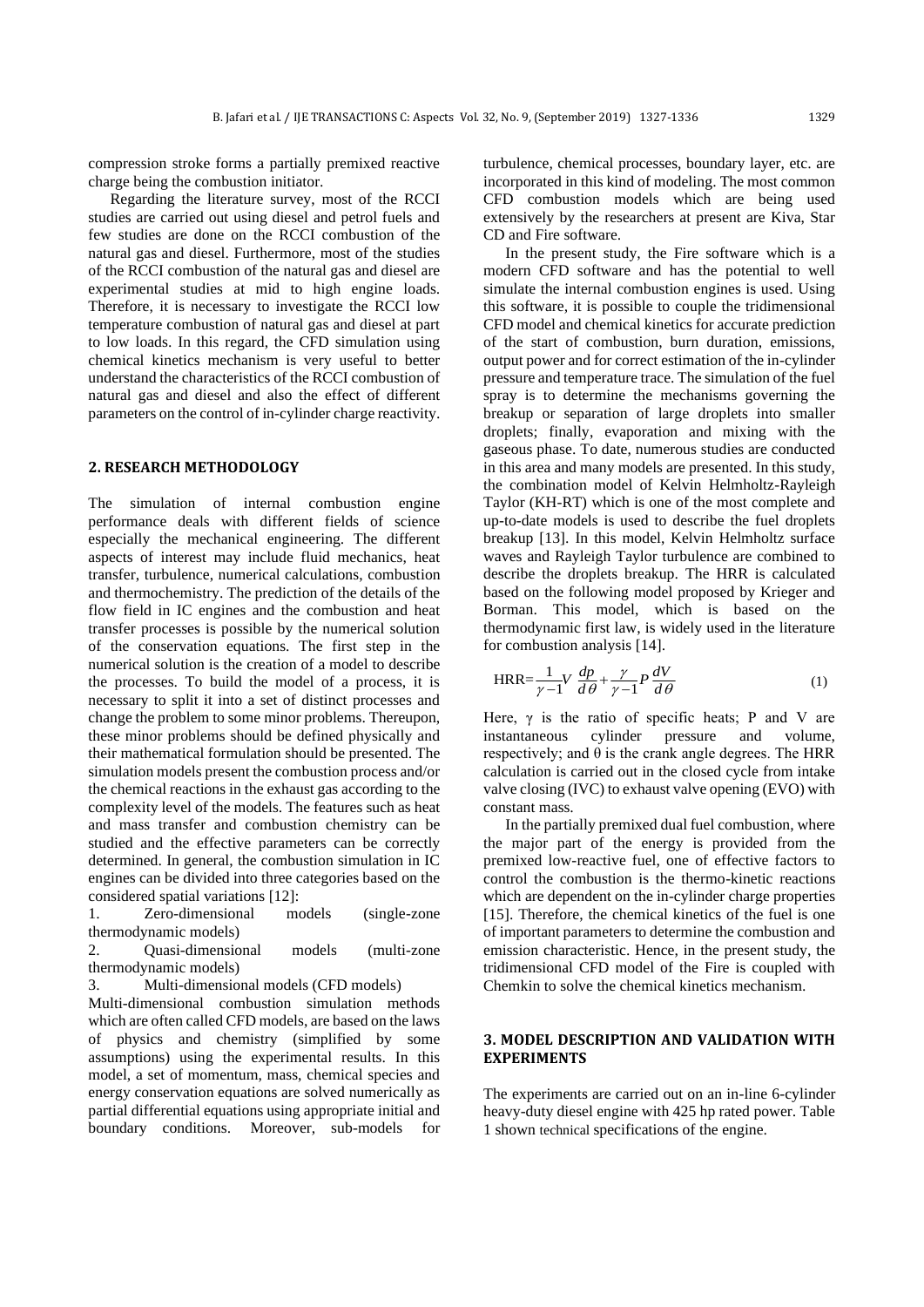compression stroke forms a partially premixed reactive charge being the combustion initiator.

Regarding the literature survey, most of the RCCI studies are carried out using diesel and petrol fuels and few studies are done on the RCCI combustion of the natural gas and diesel. Furthermore, most of the studies of the RCCI combustion of the natural gas and diesel are experimental studies at mid to high engine loads. Therefore, it is necessary to investigate the RCCI low temperature combustion of natural gas and diesel at part to low loads. In this regard, the CFD simulation using chemical kinetics mechanism is very useful to better understand the characteristics of the RCCI combustion of natural gas and diesel and also the effect of different parameters on the control of in-cylinder charge reactivity.

## 2. RESEARCH METHODOLOGY

The simulation of internal combustion engine performance deals with different fields of science especially the mechanical engineering. The different aspects of interest may include fluid mechanics, heat transfer, turbulence, numerical calculations, combustion and thermochemistry. The prediction of the details of the flow field in IC engines and the combustion and heat transfer processes is possible by the numerical solution of the conservation equations. The first step in the numerical solution is the creation of a model to describe the processes. To build the model of a process, it is necessary to split it into a set of distinct processes and change the problem to some minor problems. Thereupon, these minor problems should be defined physically and their mathematical formulation should be presented. The simulation models present the combustion process and/or the chemical reactions in the exhaust gas according to the complexity level of the models. The features such as heat and mass transfer and combustion chemistry can be studied and the effective parameters can be correctly determined. In general, the combustion simulation in IC engines can be divided into three categories based on the considered spatial variations [12]:

1. Zero-dimensional models (single-zone thermodynamic models)
2. Quasi-dimensional models (multi-zone thermodynamic models)
3. Multi-dimensional models (CFD models)

Multi-dimensional combustion simulation methods which are often called CFD models, are based on the laws of physics and chemistry (simplified by some assumptions) using the experimental results. In this model, a set of momentum, mass, chemical species and energy conservation equations are solved numerically as partial differential equations using appropriate initial and boundary conditions. Moreover, sub-models for turbulence, chemical processes, boundary layer, etc. are incorporated in this kind of modeling. The most common CFD combustion models which are being used extensively by the researchers at present are Kiva, Star CD and Fire software.

In the present study, the Fire software which is a modern CFD software and has the potential to well simulate the internal combustion engines is used. Using this software, it is possible to couple the tridimensional CFD model and chemical kinetics for accurate prediction of the start of combustion, burn duration, emissions, output power and for correct estimation of the in-cylinder pressure and temperature trace. The simulation of the fuel spray is to determine the mechanisms governing the breakup or separation of large droplets into smaller droplets; finally, evaporation and mixing with the gaseous phase. To date, numerous studies are conducted in this area and many models are presented. In this study, the combination model of Kelvin Helmholtz-Rayleigh Taylor (KH-RT) which is one of the most complete and up-to-date models is used to describe the fuel droplets breakup [13]. In this model, Kelvin Helmholtz surface waves and Rayleigh Taylor turbulence are combined to describe the droplets breakup. The HRR is calculated based on the following model proposed by Krieger and Borman. This model, which is based on the thermodynamic first law, is widely used in the literature for combustion analysis [14].

$$\text{HRR}=\frac{1}{\gamma-1}V\frac{dp}{d\theta}+\frac{\gamma}{\gamma-1}P\frac{dV}{d\theta} \tag{1}$$

Here, $\gamma$ is the ratio of specific heats; P and V are instantaneous cylinder pressure and volume, respectively; and $\theta$ is the crank angle degrees. The HRR calculation is carried out in the closed cycle from intake valve closing (IVC) to exhaust valve opening (EVO) with constant mass.

In the partially premixed dual fuel combustion, where the major part of the energy is provided from the premixed low-reactive fuel, one of effective factors to control the combustion is the thermo-kinetic reactions which are dependent on the in-cylinder charge properties [15]. Therefore, the chemical kinetics of the fuel is one of important parameters to determine the combustion and emission characteristic. Hence, in the present study, the tridimensional CFD model of the Fire is coupled with Chemkin to solve the chemical kinetics mechanism.

## 3. MODEL DESCRIPTION AND VALIDATION WITH EXPERIMENTS

The experiments are carried out on an in-line 6-cylinder heavy-duty diesel engine with 425 hp rated power. Table 1 shown technical specifications of the engine.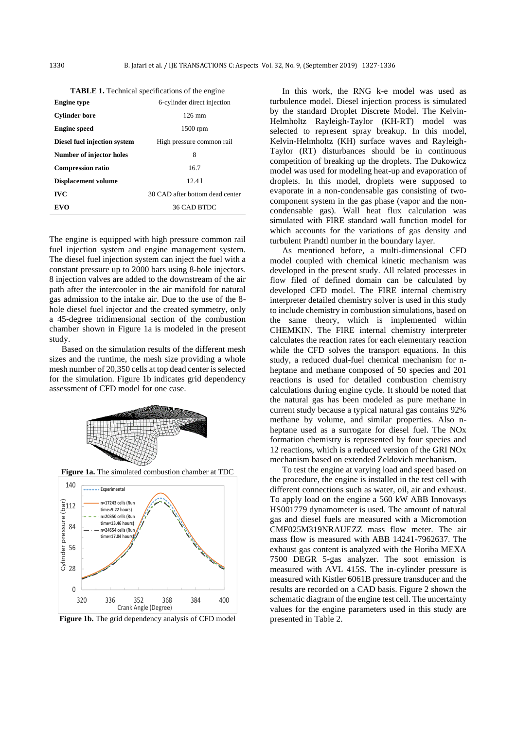**TABLE 1.** Technical specifications of the engine

| Engine type | 6-cylinder direct injection |
|---|---|
| **Cylinder bore** | 126 mm |
| **Engine speed** | 1500 rpm |
| **Diesel fuel injection system** | High pressure common rail |
| **Number of injector holes** | 8 |
| **Compression ratio** | 16.7 |
| **Displacement volume** | 12.4 l |
| **IVC** | 30 CAD after bottom dead center |
| **EVO** | 36 CAD BTDC |

The engine is equipped with high pressure common rail fuel injection system and engine management system. The diesel fuel injection system can inject the fuel with a constant pressure up to 2000 bars using 8-hole injectors. 8 injection valves are added to the downstream of the air path after the intercooler in the air manifold for natural gas admission to the intake air. Due to the use of the 8-hole diesel fuel injector and the created symmetry, only a 45-degree tridimensional section of the combustion chamber shown in Figure 1a is modeled in the present study.

Based on the simulation results of the different mesh sizes and the runtime, the mesh size providing a whole mesh number of 20,350 cells at top dead center is selected for the simulation. Figure 1b indicates grid dependency assessment of CFD model for one case.

**Figure 1a.** The simulated combustion chamber at TDC

**Figure 1b.** The grid dependency analysis of CFD model

In this work, the RNG k-e model was used as turbulence model. Diesel injection process is simulated by the standard Droplet Discrete Model. The Kelvin-Helmholtz Rayleigh-Taylor (KH-RT) model was selected to represent spray breakup. In this model, Kelvin-Helmholtz (KH) surface waves and Rayleigh-Taylor (RT) disturbances should be in continuous competition of breaking up the droplets. The Dukowicz model was used for modeling heat-up and evaporation of droplets. In this model, droplets were supposed to evaporate in a non-condensable gas consisting of two-component system in the gas phase (vapor and the non-condensable gas). Wall heat flux calculation was simulated with FIRE standard wall function model for which accounts for the variations of gas density and turbulent Prandtl number in the boundary layer.

As mentioned before, a multi-dimensional CFD model coupled with chemical kinetic mechanism was developed in the present study. All related processes in flow filed of defined domain can be calculated by developed CFD model. The FIRE internal chemistry interpreter detailed chemistry solver is used in this study to include chemistry in combustion simulations, based on the same theory, which is implemented within CHEMKIN. The FIRE internal chemistry interpreter calculates the reaction rates for each elementary reaction while the CFD solves the transport equations. In this study, a reduced dual-fuel chemical mechanism for n-heptane and methane composed of 50 species and 201 reactions is used for detailed combustion chemistry calculations during engine cycle. It should be noted that the natural gas has been modeled as pure methane in current study because a typical natural gas contains 92% methane by volume, and similar properties. Also n-heptane used as a surrogate for diesel fuel. The NOx formation chemistry is represented by four species and 12 reactions, which is a reduced version of the GRI NOx mechanism based on extended Zeldovich mechanism.

To test the engine at varying load and speed based on the procedure, the engine is installed in the test cell with different connections such as water, oil, air and exhaust. To apply load on the engine a 560 kW ABB Innovasys HS001779 dynamometer is used. The amount of natural gas and diesel fuels are measured with a Micromotion CMF025M319NRAUEZZ mass flow meter. The air mass flow is measured with ABB 14241-7962637. The exhaust gas content is analyzed with the Horiba MEXA 7500 DEGR 5-gas analyzer. The soot emission is measured with AVL 415S. The in-cylinder pressure is measured with Kistler 6061B pressure transducer and the results are recorded on a CAD basis. Figure 2 shown the schematic diagram of the engine test cell. The uncertainty values for the engine parameters used in this study are presented in Table 2.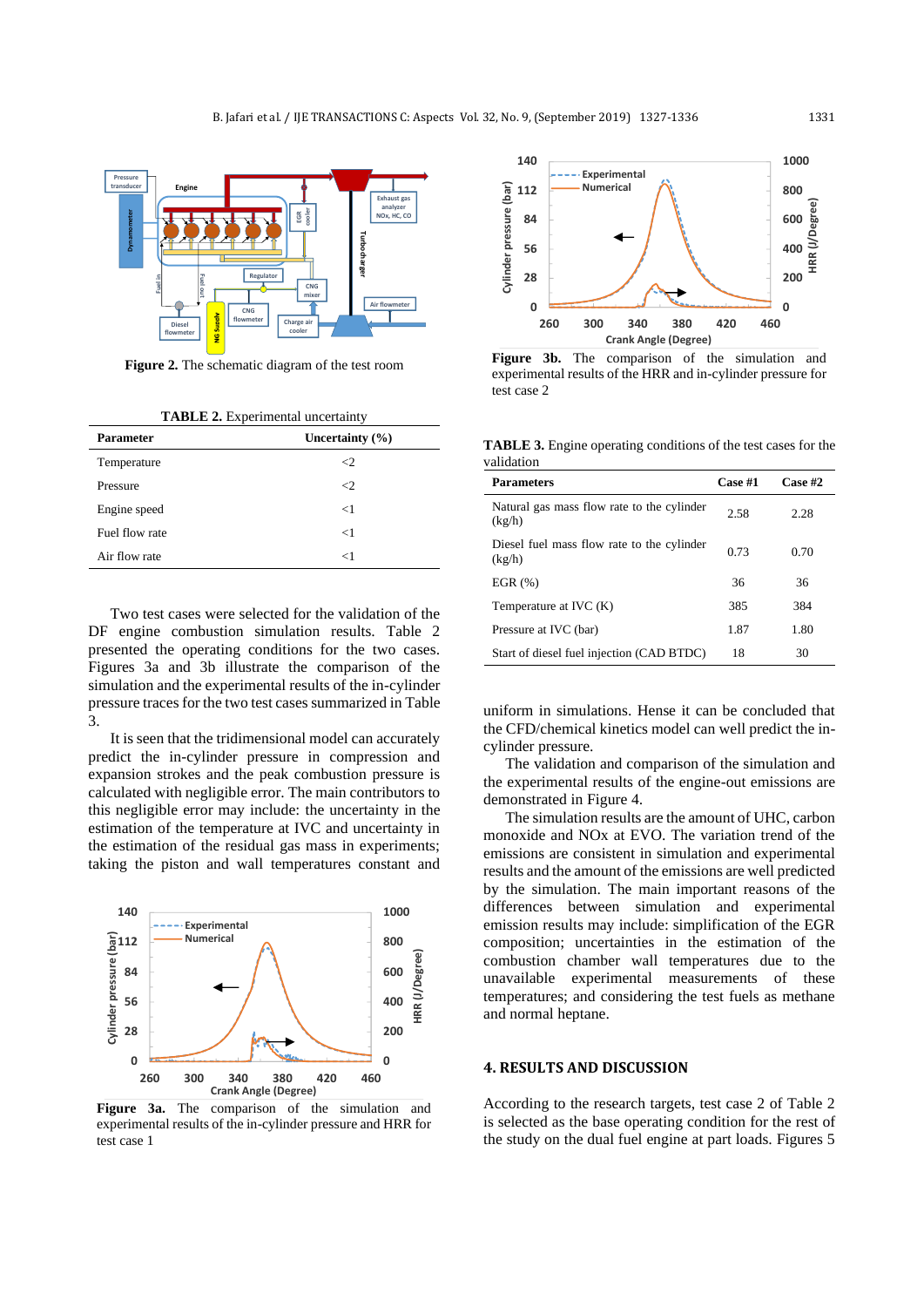**Figure 2.** The schematic diagram of the test room

**TABLE 2.** Experimental uncertainty

| Parameter | Uncertainty (%) |
|---|---|
| Temperature | <2 |
| Pressure | <2 |
| Engine speed | <1 |
| Fuel flow rate | <1 |
| Air flow rate | <1 |

Two test cases were selected for the validation of the DF engine combustion simulation results. Table 2 presented the operating conditions for the two cases. Figures 3a and 3b illustrate the comparison of the simulation and the experimental results of the in-cylinder pressure traces for the two test cases summarized in Table 3.

It is seen that the tridimensional model can accurately predict the in-cylinder pressure in compression and expansion strokes and the peak combustion pressure is calculated with negligible error. The main contributors to this negligible error may include: the uncertainty in the estimation of the temperature at IVC and uncertainty in the estimation of the residual gas mass in experiments; taking the piston and wall temperatures constant and uniform in simulations. Hense it can be concluded that the CFD/chemical kinetics model can well predict the in-cylinder pressure.

**Figure 3a.** The comparison of the simulation and experimental results of the in-cylinder pressure and HRR for test case 1

**Figure 3b.** The comparison of the simulation and experimental results of the HRR and in-cylinder pressure for test case 2

**TABLE 3.** Engine operating conditions of the test cases for the validation

| Parameters | Case #1 | Case #2 |
|---|---|---|
| Natural gas mass flow rate to the cylinder (kg/h) | 2.58 | 2.28 |
| Diesel fuel mass flow rate to the cylinder (kg/h) | 0.73 | 0.70 |
| EGR (%) | 36 | 36 |
| Temperature at IVC (K) | 385 | 384 |
| Pressure at IVC (bar) | 1.87 | 1.80 |
| Start of diesel fuel injection (CAD BTDC) | 18 | 30 |

The validation and comparison of the simulation and the experimental results of the engine-out emissions are demonstrated in Figure 4.

The simulation results are the amount of UHC, carbon monoxide and NOx at EVO. The variation trend of the emissions are consistent in simulation and experimental results and the amount of the emissions are well predicted by the simulation. The main important reasons of the differences between simulation and experimental emission results may include: simplification of the EGR composition; uncertainties in the estimation of the combustion chamber wall temperatures due to the unavailable experimental measurements of these temperatures; and considering the test fuels as methane and normal heptane.

## 4. RESULTS AND DISCUSSION

According to the research targets, test case 2 of Table 2 is selected as the base operating condition for the rest of the study on the dual fuel engine at part loads. Figures 5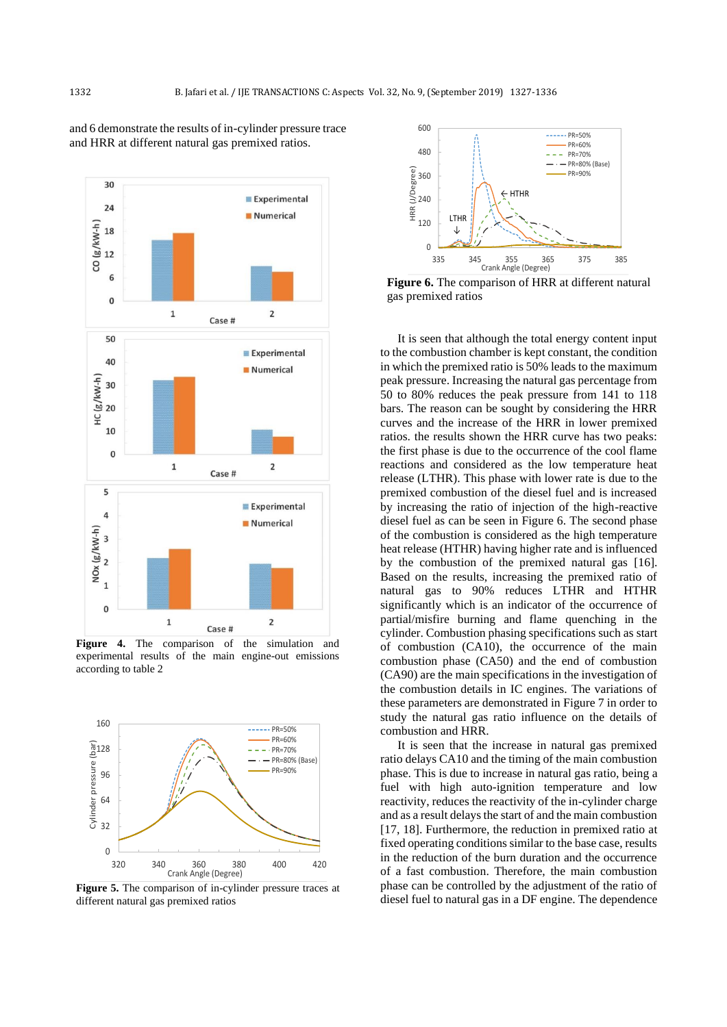and 6 demonstrate the results of in-cylinder pressure trace and HRR at different natural gas premixed ratios.

**Figure 4.** The comparison of the simulation and experimental results of the main engine-out emissions according to table 2

**Figure 5.** The comparison of in-cylinder pressure traces at different natural gas premixed ratios

**Figure 6.** The comparison of HRR at different natural gas premixed ratios

It is seen that although the total energy content input to the combustion chamber is kept constant, the condition in which the premixed ratio is 50% leads to the maximum peak pressure. Increasing the natural gas percentage from 50 to 80% reduces the peak pressure from 141 to 118 bars. The reason can be sought by considering the HRR curves and the increase of the HRR in lower premixed ratios. the results shown the HRR curve has two peaks: the first phase is due to the occurrence of the cool flame reactions and considered as the low temperature heat release (LTHR). This phase with lower rate is due to the premixed combustion of the diesel fuel and is increased by increasing the ratio of injection of the high-reactive diesel fuel as can be seen in Figure 6. The second phase of the combustion is considered as the high temperature heat release (HTHR) having higher rate and is influenced by the combustion of the premixed natural gas [16]. Based on the results, increasing the premixed ratio of natural gas to 90% reduces LTHR and HTHR significantly which is an indicator of the occurrence of partial/misfire burning and flame quenching in the cylinder. Combustion phasing specifications such as start of combustion (CA10), the occurrence of the main combustion phase (CA50) and the end of combustion (CA90) are the main specifications in the investigation of the combustion details in IC engines. The variations of these parameters are demonstrated in Figure 7 in order to study the natural gas ratio influence on the details of combustion and HRR.

It is seen that the increase in natural gas premixed ratio delays CA10 and the timing of the main combustion phase. This is due to increase in natural gas ratio, being a fuel with high auto-ignition temperature and low reactivity, reduces the reactivity of the in-cylinder charge and as a result delays the start of and the main combustion [17, 18]. Furthermore, the reduction in premixed ratio at fixed operating conditions similar to the base case, results in the reduction of the burn duration and the occurrence of a fast combustion. Therefore, the main combustion phase can be controlled by the adjustment of the ratio of diesel fuel to natural gas in a DF engine. The dependence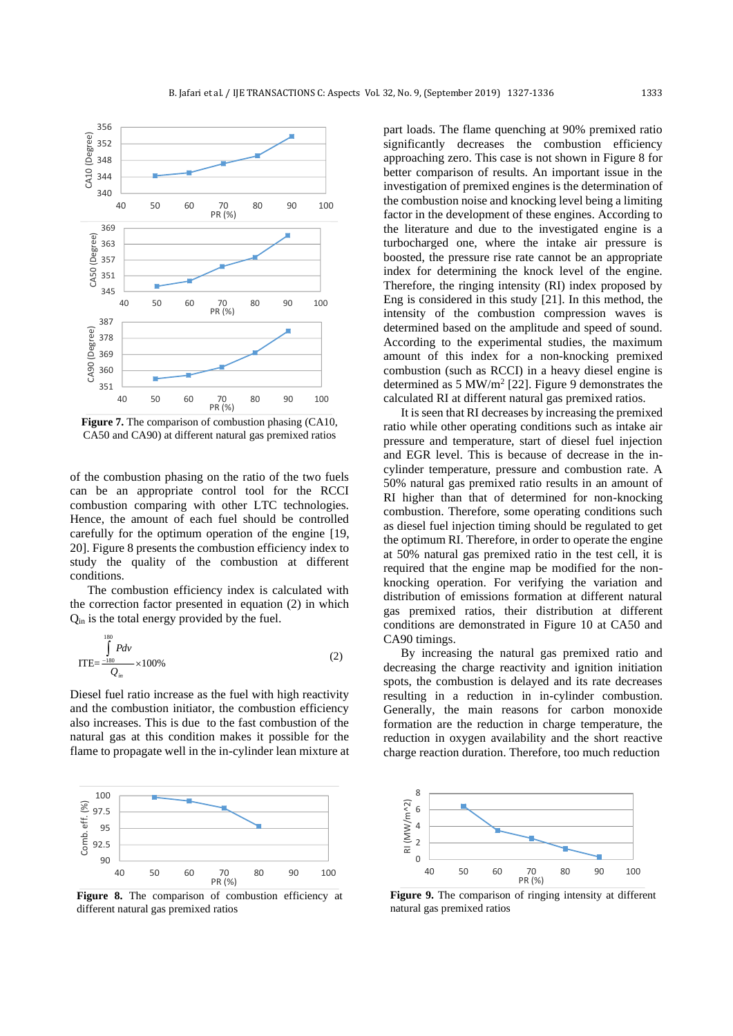**Figure 7.** The comparison of combustion phasing (CA10, CA50 and CA90) at different natural gas premixed ratios

of the combustion phasing on the ratio of the two fuels can be an appropriate control tool for the RCCI combustion comparing with other LTC technologies. Hence, the amount of each fuel should be controlled carefully for the optimum operation of the engine [19, 20]. Figure 8 presents the combustion efficiency index to study the quality of the combustion at different conditions.

The combustion efficiency index is calculated with the correction factor presented in equation (2) in which $Q_{in}$ is the total energy provided by the fuel.

$$\text{ITE}=\frac{\int_{-180}^{180} Pdv}{Q_{in}}\times 100\% \tag{2}$$

Diesel fuel ratio increase as the fuel with high reactivity and the combustion initiator, the combustion efficiency also increases. This is due to the fast combustion of the natural gas at this condition makes it possible for the flame to propagate well in the in-cylinder lean mixture at part loads. The flame quenching at 90% premixed ratio significantly decreases the combustion efficiency approaching zero. This case is not shown in Figure 8 for better comparison of results. An important issue in the investigation of premixed engines is the determination of the combustion noise and knocking level being a limiting factor in the development of these engines. According to the literature and due to the investigated engine is a turbocharged one, where the intake air pressure is boosted, the pressure rise rate cannot be an appropriate index for determining the knock level of the engine. Therefore, the ringing intensity (RI) index proposed by Eng is considered in this study [21]. In this method, the intensity of the combustion compression waves is determined based on the amplitude and speed of sound. According to the experimental studies, the maximum amount of this index for a non-knocking premixed combustion (such as RCCI) in a heavy diesel engine is determined as 5 $MW/m^2$ [22]. Figure 9 demonstrates the calculated RI at different natural gas premixed ratios.

It is seen that RI decreases by increasing the premixed ratio while other operating conditions such as intake air pressure and temperature, start of diesel fuel injection and EGR level. This is because of decrease in the in-cylinder temperature, pressure and combustion rate. A 50% natural gas premixed ratio results in an amount of RI higher than that of determined for non-knocking combustion. Therefore, some operating conditions such as diesel fuel injection timing should be regulated to get the optimum RI. Therefore, in order to operate the engine at 50% natural gas premixed ratio in the test cell, it is required that the engine map be modified for the non-knocking operation. For verifying the variation and distribution of emissions formation at different natural gas premixed ratios, their distribution at different conditions are demonstrated in Figure 10 at CA50 and CA90 timings.

By increasing the natural gas premixed ratio and decreasing the charge reactivity and ignition initiation spots, the combustion is delayed and its rate decreases resulting in a reduction in in-cylinder combustion. Generally, the main reasons for carbon monoxide formation are the reduction in charge temperature, the reduction in oxygen availability and the short reactive charge reaction duration. Therefore, too much reduction

**Figure 8.** The comparison of combustion efficiency at different natural gas premixed ratios

**Figure 9.** The comparison of ringing intensity at different natural gas premixed ratios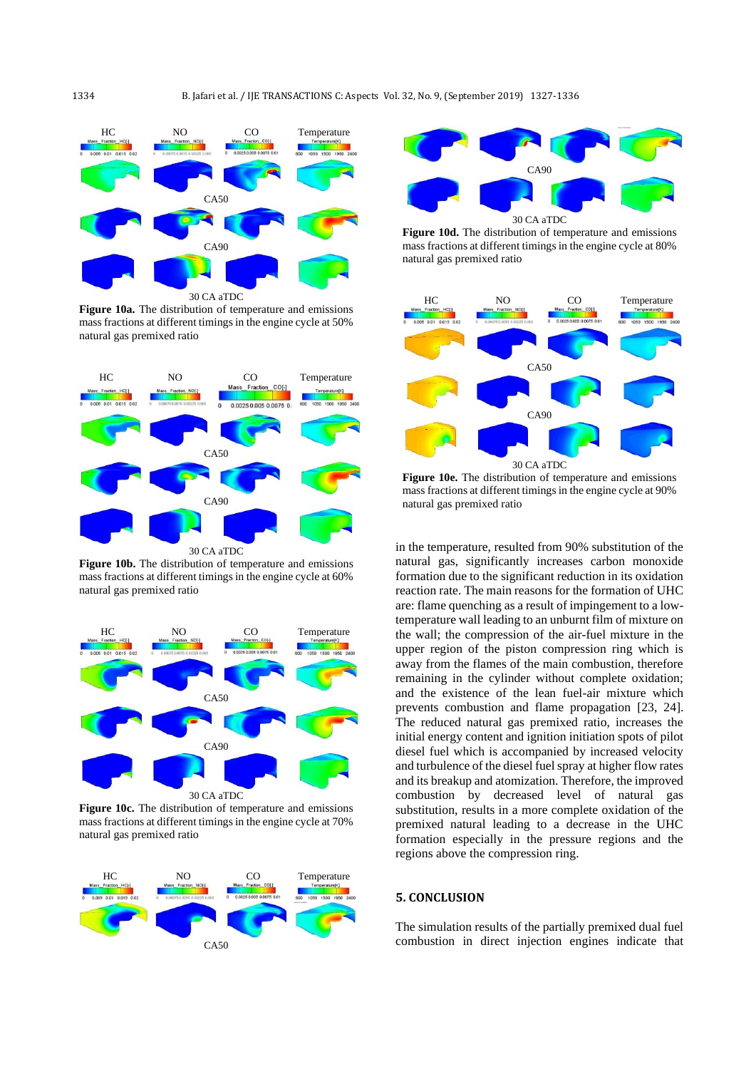**Figure 10a.** The distribution of temperature and emissions mass fractions at different timings in the engine cycle at 50% natural gas premixed ratio

**Figure 10b.** The distribution of temperature and emissions mass fractions at different timings in the engine cycle at 60% natural gas premixed ratio

**Figure 10c.** The distribution of temperature and emissions mass fractions at different timings in the engine cycle at 70% natural gas premixed ratio

**Figure 10d.** The distribution of temperature and emissions mass fractions at different timings in the engine cycle at 80% natural gas premixed ratio

**Figure 10e.** The distribution of temperature and emissions mass fractions at different timings in the engine cycle at 90% natural gas premixed ratio

in the temperature, resulted from 90% substitution of the natural gas, significantly increases carbon monoxide formation due to the significant reduction in its oxidation reaction rate. The main reasons for the formation of UHC are: flame quenching as a result of impingement to a low-temperature wall leading to an unburnt film of mixture on the wall; the compression of the air-fuel mixture in the upper region of the piston compression ring which is away from the flames of the main combustion, therefore remaining in the cylinder without complete oxidation; and the existence of the lean fuel-air mixture which prevents combustion and flame propagation [23, 24]. The reduced natural gas premixed ratio, increases the initial energy content and ignition initiation spots of pilot diesel fuel which is accompanied by increased velocity and turbulence of the diesel fuel spray at higher flow rates and its breakup and atomization. Therefore, the improved combustion by decreased level of natural gas substitution, results in a more complete oxidation of the premixed natural leading to a decrease in the UHC formation especially in the pressure regions and the regions above the compression ring.

## 5. CONCLUSION

The simulation results of the partially premixed dual fuel combustion in direct injection engines indicate that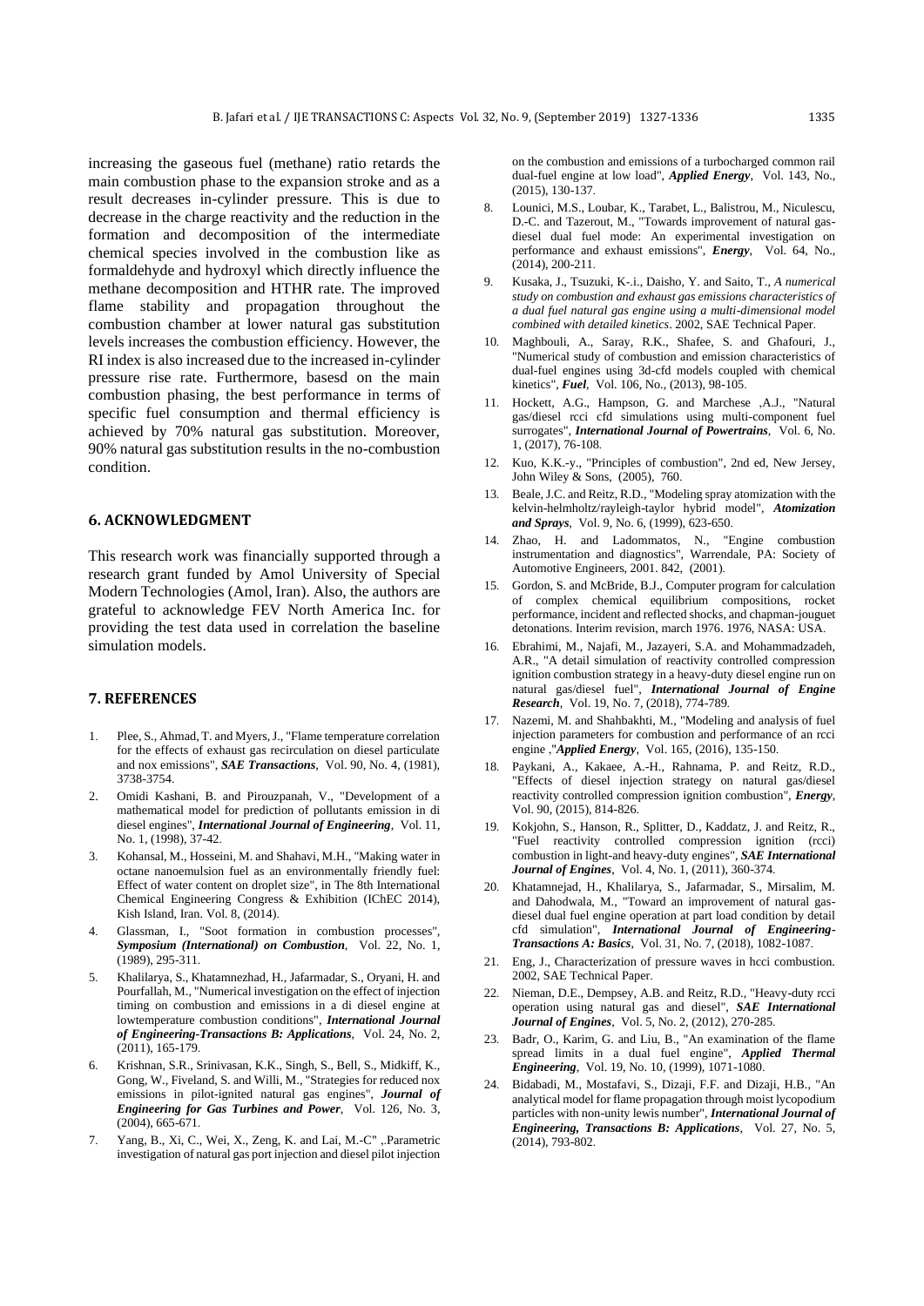increasing the gaseous fuel (methane) ratio retards the main combustion phase to the expansion stroke and as a result decreases in-cylinder pressure. This is due to decrease in the charge reactivity and the reduction in the formation and decomposition of the intermediate chemical species involved in the combustion like as formaldehyde and hydroxyl which directly influence the methane decomposition and HTHR rate. The improved flame stability and propagation throughout the combustion chamber at lower natural gas substitution levels increases the combustion efficiency. However, the RI index is also increased due to the increased in-cylinder pressure rise rate. Furthermore, basesd on the main combustion phasing, the best performance in terms of specific fuel consumption and thermal efficiency is achieved by 70% natural gas substitution. Moreover, 90% natural gas substitution results in the no-combustion condition.

## 6. ACKNOWLEDGMENT

This research work was financially supported through a research grant funded by Amol University of Special Modern Technologies (Amol, Iran). Also, the authors are grateful to acknowledge FEV North America Inc. for providing the test data used in correlation the baseline simulation models.

## 7. REFERENCES

1. Plee, S., Ahmad, T. and Myers, J., "Flame temperature correlation for the effects of exhaust gas recirculation on diesel particulate and nox emissions", ***SAE Transactions***, Vol. 90, No. 4, (1981), 3738-3754.
2. Omidi Kashani, B. and Pirouzpanah, V., "Development of a mathematical model for prediction of pollutants emission in di diesel engines", ***International Journal of Engineering***, Vol. 11, No. 1, (1998), 37-42.
3. Kohansal, M., Hosseini, M. and Shahavi, M.H., "Making water in octane nanoemulsion fuel as an environmentally friendly fuel: Effect of water content on droplet size", in The 8th International Chemical Engineering Congress & Exhibition (IChEC 2014), Kish Island, Iran. Vol. 8, (2014).
4. Glassman, I., "Soot formation in combustion processes", ***Symposium (International) on Combustion***, Vol. 22, No. 1, (1989), 295-311.
5. Khalilarya, S., Khatamnezhad, H., Jafarmadar, S., Oryani, H. and Pourfallah, M., "Numerical investigation on the effect of injection timing on combustion and emissions in a di diesel engine at lowtemperature combustion conditions", ***International Journal of Engineering-Transactions B: Applications***, Vol. 24, No. 2, (2011), 165-179.
6. Krishnan, S.R., Srinivasan, K.K., Singh, S., Bell, S., Midkiff, K., Gong, W., Fiveland, S. and Willi, M., "Strategies for reduced nox emissions in pilot-ignited natural gas engines", ***Journal of Engineering for Gas Turbines and Power***, Vol. 126, No. 3, (2004), 665-671.
7. Yang, B., Xi, C., Wei, X., Zeng, K. and Lai, M.-C" ,.Parametric investigation of natural gas port injection and diesel pilot injection on the combustion and emissions of a turbocharged common rail dual-fuel engine at low load", ***Applied Energy***, Vol. 143, No., (2015), 130-137.
8. Lounici, M.S., Loubar, K., Tarabet, L., Balistrou, M., Niculescu, D.-C. and Tazerout, M., "Towards improvement of natural gas-diesel dual fuel mode: An experimental investigation on performance and exhaust emissions", ***Energy***, Vol. 64, No., (2014), 200-211.
9. Kusaka, J., Tsuzuki, K-.i., Daisho, Y. and Saito, T., *A numerical study on combustion and exhaust gas emissions characteristics of a dual fuel natural gas engine using a multi-dimensional model combined with detailed kinetics*. 2002, SAE Technical Paper.
10. Maghbouli, A., Saray, R.K., Shafee, S. and Ghafouri, J., "Numerical study of combustion and emission characteristics of dual-fuel engines using 3d-cfd models coupled with chemical kinetics", ***Fuel***, Vol. 106, No., (2013), 98-105.
11. Hockett, A.G., Hampson, G. and Marchese ,A.J., "Natural gas/diesel rcci cfd simulations using multi-component fuel surrogates", ***International Journal of Powertrains***, Vol. 6, No. 1, (2017), 76-108.
12. Kuo, K.K.-y., "Principles of combustion", 2nd ed, New Jersey, John Wiley & Sons, (2005), 760.
13. Beale, J.C. and Reitz, R.D., "Modeling spray atomization with the kelvin-helmholtz/rayleigh-taylor hybrid model", ***Atomization and Sprays***, Vol. 9, No. 6, (1999), 623-650.
14. Zhao, H. and Ladommatos, N., "Engine combustion instrumentation and diagnostics", Warrendale, PA: Society of Automotive Engineers, 2001. 842, (2001).
15. Gordon, S. and McBride, B.J., Computer program for calculation of complex chemical equilibrium compositions, rocket performance, incident and reflected shocks, and chapman-jouguet detonations. Interim revision, march 1976. 1976, NASA: USA.
16. Ebrahimi, M., Najafi, M., Jazayeri, S.A. and Mohammadzadeh, A.R., "A detail simulation of reactivity controlled compression ignition combustion strategy in a heavy-duty diesel engine run on natural gas/diesel fuel", ***International Journal of Engine Research***, Vol. 19, No. 7, (2018), 774-789.
17. Nazemi, M. and Shahbakhti, M., "Modeling and analysis of fuel injection parameters for combustion and performance of an rcci engine ,"***Applied Energy***, Vol. 165, (2016), 135-150.
18. Paykani, A., Kakaee, A.-H., Rahnama, P. and Reitz, R.D., "Effects of diesel injection strategy on natural gas/diesel reactivity controlled compression ignition combustion", ***Energy***, Vol. 90, (2015), 814-826.
19. Kokjohn, S., Hanson, R., Splitter, D., Kaddatz, J. and Reitz, R., "Fuel reactivity controlled compression ignition (rcci) combustion in light-and heavy-duty engines", ***SAE International Journal of Engines***, Vol. 4, No. 1, (2011), 360-374.
20. Khatamnejad, H., Khalilarya, S., Jafarmadar, S., Mirsalim, M. and Dahodwala, M., "Toward an improvement of natural gas-diesel dual fuel engine operation at part load condition by detail cfd simulation", ***International Journal of Engineering-Transactions A: Basics***, Vol. 31, No. 7, (2018), 1082-1087.
21. Eng, J., Characterization of pressure waves in hcci combustion. 2002, SAE Technical Paper.
22. Nieman, D.E., Dempsey, A.B. and Reitz, R.D., "Heavy-duty rcci operation using natural gas and diesel", ***SAE International Journal of Engines***, Vol. 5, No. 2, (2012), 270-285.
23. Badr, O., Karim, G. and Liu, B., "An examination of the flame spread limits in a dual fuel engine", ***Applied Thermal Engineering***, Vol. 19, No. 10, (1999), 1071-1080.
24. Bidabadi, M., Mostafavi, S., Dizaji, F.F. and Dizaji, H.B., "An analytical model for flame propagation through moist lycopodium particles with non-unity lewis number", ***International Journal of Engineering, Transactions B: Applications***, Vol. 27, No. 5, (2014), 793-802.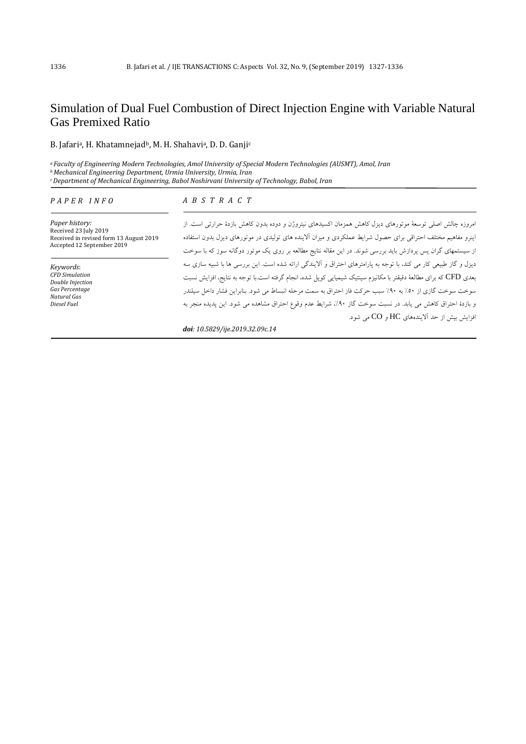# Simulation of Dual Fuel Combustion of Direct Injection Engine with Variable Natural Gas Premixed Ratio

B. Jafari[a], H. Khatamnejad[b], M. H. Shahavi[a], D. D. Ganji[c]

[a] *Faculty of Engineering Modern Technologies, Amol University of Special Modern Technologies (AUSMT), Amol, Iran*
[b] *Mechanical Engineering Department, Urmia University, Urmia, Iran*
[c] *Department of Mechanical Engineering, Babol Noshirvani University of Technology, Babol, Iran*

---

*P A P E R  I N F O*

*Paper history:*
Received 23 July 2019
Received in revised form 13 August 2019
Accepted 12 September 2019

*Keywords*:
*CFD Simulation*
*Double Injection*
*Gas Percentage*
*Natural Gas*
*Diesel Fuel*

*A B S T R A C T*

امروزه چالش اصلی توسعهٔ موتورهای دیزل کاهش همزمان اکسیدهای نیتروژن و دوده بدون کاهش بازدهٔ حرارتی است. از اینرو مفاهیم مختلف احتراقی برای حصول شرایط عملکردی و میزان آلاینده های تولیدی در موتورهای دیزل بدون استفاده از سیستمهای گران پس پردازش باید بررسی شوند. در این مقاله نتایج مطالعه بر روی یک موتور دوگانه سوز که با سوخت دیزل و گاز طبیعی کار می کند، با توجه به پارامترهای احتراق و آلایندگی ارائه شده است. این بررسی ها با شبیه سازی سه بعدی CFD که برای مطالعهٔ دقیقتر با مکانیزم سینتیک شیمیایی کوپل شده، انجام گرفته است.با توجه به نتایج، افزایش نسبت سوخت سوخت گازی از ۵۰٪ به ۹۰٪ سبب حرکت فاز احتراق به سمت مرحله انبساط می شود. بنابراین فشار داخل سیلندر و بازدهٔ احتراق کاهش می یابد. در نسبت سوخت گاز ۹۰٪، شرایط عدم وقوع احتراق مشاهده می شود. این پدیده منجر به افزایش بیش از حد آلاینده‌های HC و CO می شود.

***doi**: 10.5829/ije.2019.32.09c.14*